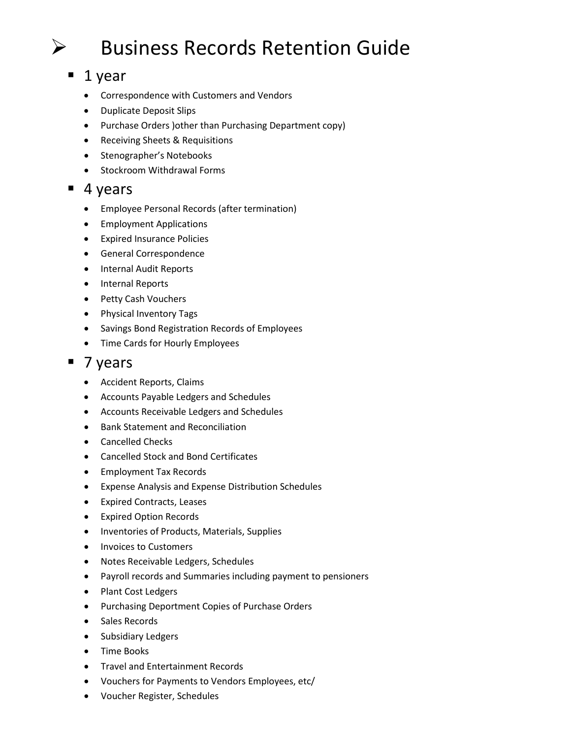# Business Records Retention Guide

## 1 year

- Correspondence with Customers and Vendors
- Duplicate Deposit Slips
- Purchase Orders )other than Purchasing Department copy)
- Receiving Sheets & Requisitions
- Stenographer's Notebooks
- Stockroom Withdrawal Forms

## 4 years

- Employee Personal Records (after termination)
- Employment Applications
- Expired Insurance Policies
- General Correspondence
- Internal Audit Reports
- Internal Reports
- Petty Cash Vouchers
- Physical Inventory Tags
- Savings Bond Registration Records of Employees
- Time Cards for Hourly Employees

## 7 years

- Accident Reports, Claims
- Accounts Payable Ledgers and Schedules
- Accounts Receivable Ledgers and Schedules
- Bank Statement and Reconciliation
- Cancelled Checks
- Cancelled Stock and Bond Certificates
- Employment Tax Records
- Expense Analysis and Expense Distribution Schedules
- Expired Contracts, Leases
- Expired Option Records
- Inventories of Products, Materials, Supplies
- Invoices to Customers
- Notes Receivable Ledgers, Schedules
- Payroll records and Summaries including payment to pensioners
- Plant Cost Ledgers
- Purchasing Deportment Copies of Purchase Orders
- Sales Records
- Subsidiary Ledgers
- Time Books
- Travel and Entertainment Records
- Vouchers for Payments to Vendors Employees, etc/
- Voucher Register, Schedules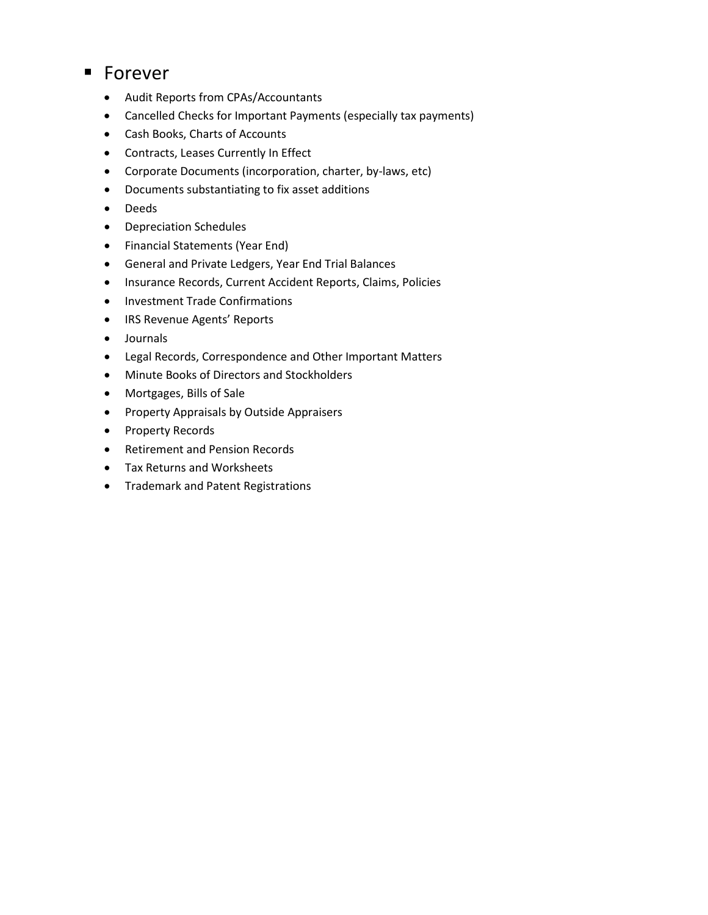- Forever
  - Audit Reports from CPAs/Accountants
  - Cancelled Checks for Important Payments (especially tax payments)
  - Cash Books, Charts of Accounts
  - Contracts, Leases Currently In Effect
  - Corporate Documents (incorporation, charter, by-laws, etc)
  - Documents substantiating to fix asset additions
  - Deeds
  - Depreciation Schedules
  - Financial Statements (Year End)
  - General and Private Ledgers, Year End Trial Balances
  - Insurance Records, Current Accident Reports, Claims, Policies
  - Investment Trade Confirmations
  - IRS Revenue Agents' Reports
  - Journals
  - Legal Records, Correspondence and Other Important Matters
  - Minute Books of Directors and Stockholders
  - Mortgages, Bills of Sale
  - Property Appraisals by Outside Appraisers
  - Property Records
  - Retirement and Pension Records
  - Tax Returns and Worksheets
  - Trademark and Patent Registrations